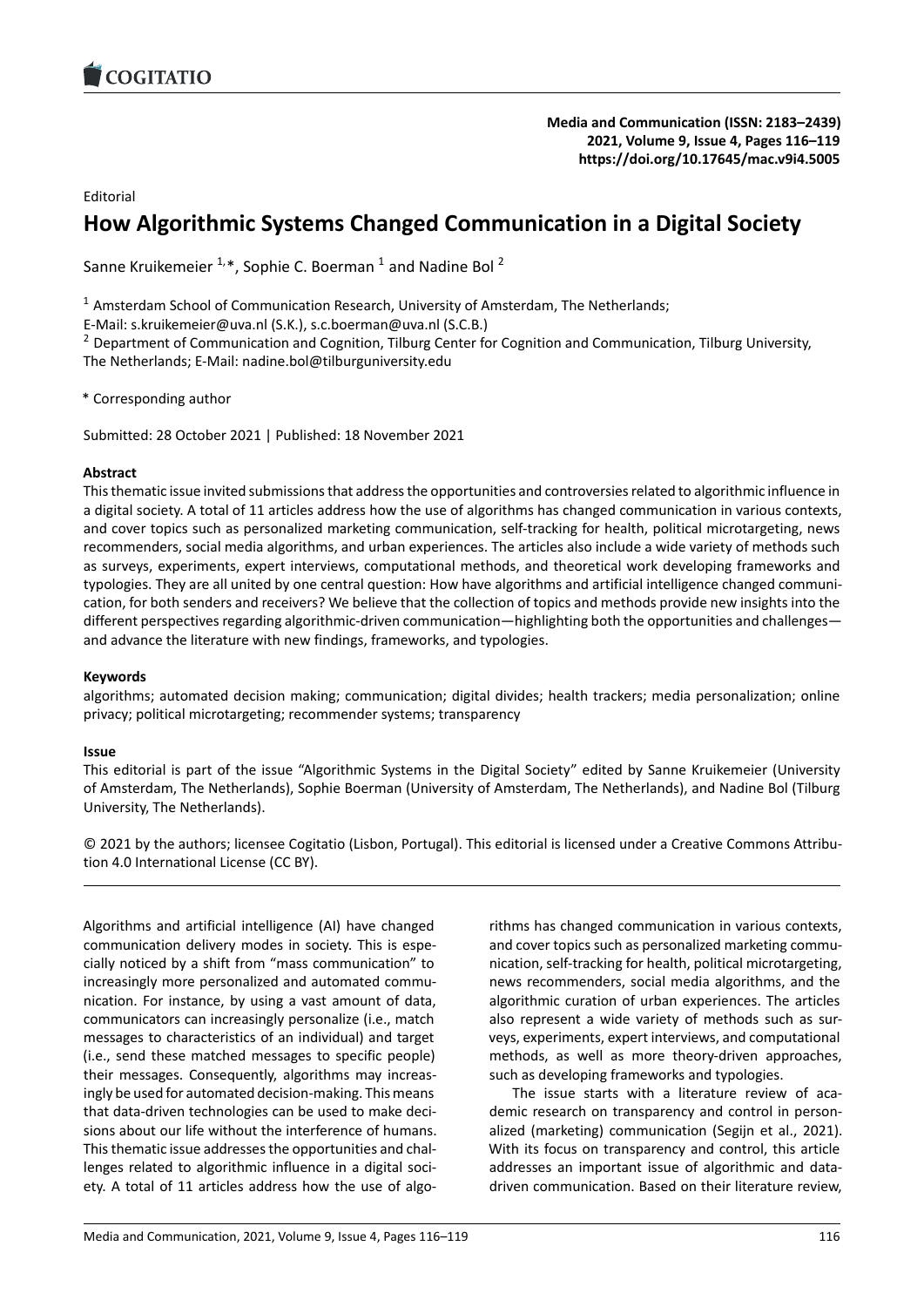Editorial

# How Algorithmic Systems Changed Communication in a Digital Society

Sanne Kruikemeier [1,*], Sophie C. Boerman [1] and Nadine Bol [2]

[1] Amsterdam School of Communication Research, University of Amsterdam, The Netherlands;
E-Mail: s.kruikemeier@uva.nl (S.K.), s.c.boerman@uva.nl (S.C.B.)
[2] Department of Communication and Cognition, Tilburg Center for Cognition and Communication, Tilburg University, The Netherlands; E-Mail: nadine.bol@tilburguniversity.edu

\* Corresponding author

Submitted: 28 October 2021 | Published: 18 November 2021

**Abstract**

This thematic issue invited submissions that address the opportunities and controversies related to algorithmic influence in a digital society. A total of 11 articles address how the use of algorithms has changed communication in various contexts, and cover topics such as personalized marketing communication, self-tracking for health, political microtargeting, news recommenders, social media algorithms, and urban experiences. The articles also include a wide variety of methods such as surveys, experiments, expert interviews, computational methods, and theoretical work developing frameworks and typologies. They are all united by one central question: How have algorithms and artificial intelligence changed communication, for both senders and receivers? We believe that the collection of topics and methods provide new insights into the different perspectives regarding algorithmic-driven communication—highlighting both the opportunities and challenges—and advance the literature with new findings, frameworks, and typologies.

**Keywords**

algorithms; automated decision making; communication; digital divides; health trackers; media personalization; online privacy; political microtargeting; recommender systems; transparency

**Issue**

This editorial is part of the issue "Algorithmic Systems in the Digital Society" edited by Sanne Kruikemeier (University of Amsterdam, The Netherlands), Sophie Boerman (University of Amsterdam, The Netherlands), and Nadine Bol (Tilburg University, The Netherlands).

© 2021 by the authors; licensee Cogitatio (Lisbon, Portugal). This editorial is licensed under a Creative Commons Attribution 4.0 International License (CC BY).

---

Algorithms and artificial intelligence (AI) have changed communication delivery modes in society. This is especially noticed by a shift from "mass communication" to increasingly more personalized and automated communication. For instance, by using a vast amount of data, communicators can increasingly personalize (i.e., match messages to characteristics of an individual) and target (i.e., send these matched messages to specific people) their messages. Consequently, algorithms may increasingly be used for automated decision-making. This means that data-driven technologies can be used to make decisions about our life without the interference of humans. This thematic issue addresses the opportunities and challenges related to algorithmic influence in a digital society. A total of 11 articles address how the use of algorithms has changed communication in various contexts, and cover topics such as personalized marketing communication, self-tracking for health, political microtargeting, news recommenders, social media algorithms, and the algorithmic curation of urban experiences. The articles also represent a wide variety of methods such as surveys, experiments, expert interviews, and computational methods, as well as more theory-driven approaches, such as developing frameworks and typologies.

The issue starts with a literature review of academic research on transparency and control in personalized (marketing) communication (Segijn et al., 2021). With its focus on transparency and control, this article addresses an important issue of algorithmic and data-driven communication. Based on their literature review,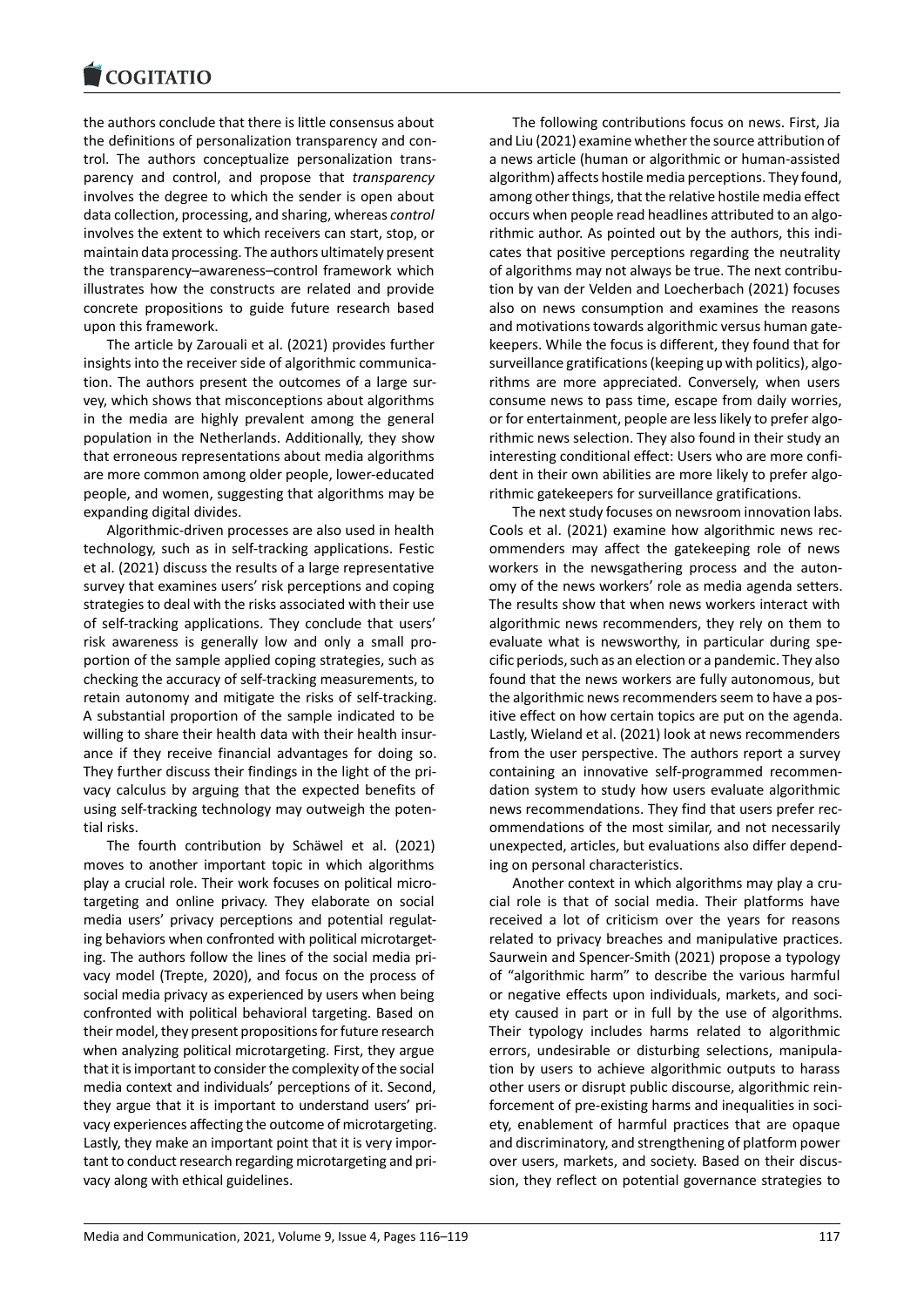the authors conclude that there is little consensus about the definitions of personalization transparency and control. The authors conceptualize personalization transparency and control, and propose that *transparency* involves the degree to which the sender is open about data collection, processing, and sharing, whereas *control* involves the extent to which receivers can start, stop, or maintain data processing. The authors ultimately present the transparency–awareness–control framework which illustrates how the constructs are related and provide concrete propositions to guide future research based upon this framework.

The article by Zarouali et al. (2021) provides further insights into the receiver side of algorithmic communication. The authors present the outcomes of a large survey, which shows that misconceptions about algorithms in the media are highly prevalent among the general population in the Netherlands. Additionally, they show that erroneous representations about media algorithms are more common among older people, lower-educated people, and women, suggesting that algorithms may be expanding digital divides.

Algorithmic-driven processes are also used in health technology, such as in self-tracking applications. Festic et al. (2021) discuss the results of a large representative survey that examines users' risk perceptions and coping strategies to deal with the risks associated with their use of self-tracking applications. They conclude that users' risk awareness is generally low and only a small proportion of the sample applied coping strategies, such as checking the accuracy of self-tracking measurements, to retain autonomy and mitigate the risks of self-tracking. A substantial proportion of the sample indicated to be willing to share their health data with their health insurance if they receive financial advantages for doing so. They further discuss their findings in the light of the privacy calculus by arguing that the expected benefits of using self-tracking technology may outweigh the potential risks.

The fourth contribution by Schäwel et al. (2021) moves to another important topic in which algorithms play a crucial role. Their work focuses on political microtargeting and online privacy. They elaborate on social media users' privacy perceptions and potential regulating behaviors when confronted with political microtargeting. The authors follow the lines of the social media privacy model (Trepte, 2020), and focus on the process of social media privacy as experienced by users when being confronted with political behavioral targeting. Based on their model, they present propositions for future research when analyzing political microtargeting. First, they argue that it is important to consider the complexity of the social media context and individuals' perceptions of it. Second, they argue that it is important to understand users' privacy experiences affecting the outcome of microtargeting. Lastly, they make an important point that it is very important to conduct research regarding microtargeting and privacy along with ethical guidelines.

The following contributions focus on news. First, Jia and Liu (2021) examine whether the source attribution of a news article (human or algorithmic or human-assisted algorithm) affects hostile media perceptions. They found, among other things, that the relative hostile media effect occurs when people read headlines attributed to an algorithmic author. As pointed out by the authors, this indicates that positive perceptions regarding the neutrality of algorithms may not always be true. The next contribution by van der Velden and Loecherbach (2021) focuses also on news consumption and examines the reasons and motivations towards algorithmic versus human gatekeepers. While the focus is different, they found that for surveillance gratifications (keeping up with politics), algorithms are more appreciated. Conversely, when users consume news to pass time, escape from daily worries, or for entertainment, people are less likely to prefer algorithmic news selection. They also found in their study an interesting conditional effect: Users who are more confident in their own abilities are more likely to prefer algorithmic gatekeepers for surveillance gratifications.

The next study focuses on newsroom innovation labs. Cools et al. (2021) examine how algorithmic news recommenders may affect the gatekeeping role of news workers in the newsgathering process and the autonomy of the news workers' role as media agenda setters. The results show that when news workers interact with algorithmic news recommenders, they rely on them to evaluate what is newsworthy, in particular during specific periods, such as an election or a pandemic. They also found that the news workers are fully autonomous, but the algorithmic news recommenders seem to have a positive effect on how certain topics are put on the agenda. Lastly, Wieland et al. (2021) look at news recommenders from the user perspective. The authors report a survey containing an innovative self-programmed recommendation system to study how users evaluate algorithmic news recommendations. They find that users prefer recommendations of the most similar, and not necessarily unexpected, articles, but evaluations also differ depending on personal characteristics.

Another context in which algorithms may play a crucial role is that of social media. Their platforms have received a lot of criticism over the years for reasons related to privacy breaches and manipulative practices. Saurwein and Spencer-Smith (2021) propose a typology of "algorithmic harm" to describe the various harmful or negative effects upon individuals, markets, and society caused in part or in full by the use of algorithms. Their typology includes harms related to algorithmic errors, undesirable or disturbing selections, manipulation by users to achieve algorithmic outputs to harass other users or disrupt public discourse, algorithmic reinforcement of pre-existing harms and inequalities in society, enablement of harmful practices that are opaque and discriminatory, and strengthening of platform power over users, markets, and society. Based on their discussion, they reflect on potential governance strategies to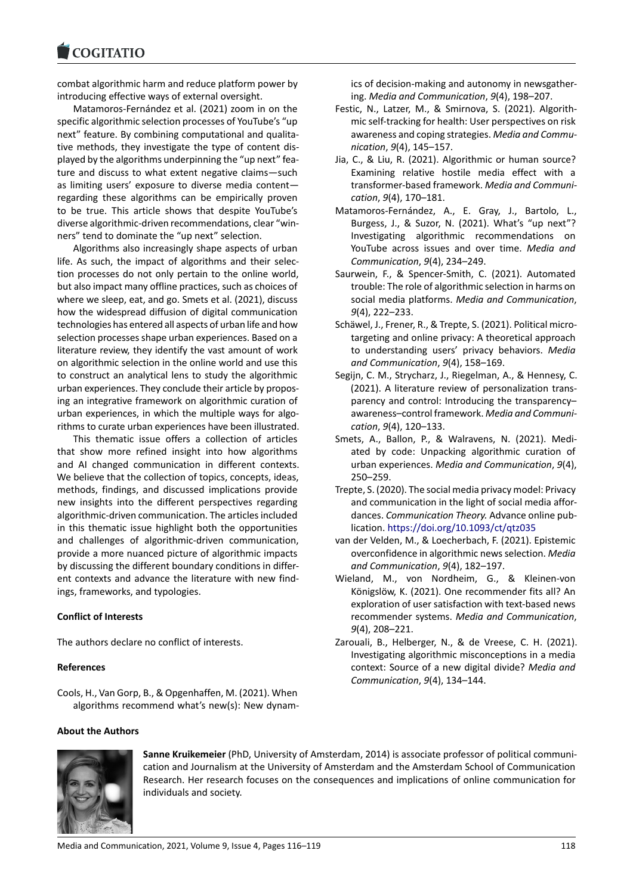combat algorithmic harm and reduce platform power by introducing effective ways of external oversight.

Matamoros-Fernández et al. (2021) zoom in on the specific algorithmic selection processes of YouTube's "up next" feature. By combining computational and qualitative methods, they investigate the type of content displayed by the algorithms underpinning the "up next" feature and discuss to what extent negative claims—such as limiting users' exposure to diverse media content—regarding these algorithms can be empirically proven to be true. This article shows that despite YouTube's diverse algorithmic-driven recommendations, clear "winners" tend to dominate the "up next" selection.

Algorithms also increasingly shape aspects of urban life. As such, the impact of algorithms and their selection processes do not only pertain to the online world, but also impact many offline practices, such as choices of where we sleep, eat, and go. Smets et al. (2021), discuss how the widespread diffusion of digital communication technologies has entered all aspects of urban life and how selection processes shape urban experiences. Based on a literature review, they identify the vast amount of work on algorithmic selection in the online world and use this to construct an analytical lens to study the algorithmic urban experiences. They conclude their article by proposing an integrative framework on algorithmic curation of urban experiences, in which the multiple ways for algorithms to curate urban experiences have been illustrated.

This thematic issue offers a collection of articles that show more refined insight into how algorithms and AI changed communication in different contexts. We believe that the collection of topics, concepts, ideas, methods, findings, and discussed implications provide new insights into the different perspectives regarding algorithmic-driven communication. The articles included in this thematic issue highlight both the opportunities and challenges of algorithmic-driven communication, provide a more nuanced picture of algorithmic impacts by discussing the different boundary conditions in different contexts and advance the literature with new findings, frameworks, and typologies.

**Conflict of Interests**

The authors declare no conflict of interests.

**References**

Cools, H., Van Gorp, B., & Opgenhaffen, M. (2021). When algorithms recommend what's new(s): New dynamics of decision-making and autonomy in newsgathering. *Media and Communication*, *9*(4), 198–207.

Festic, N., Latzer, M., & Smirnova, S. (2021). Algorithmic self-tracking for health: User perspectives on risk awareness and coping strategies. *Media and Communication*, *9*(4), 145–157.

Jia, C., & Liu, R. (2021). Algorithmic or human source? Examining relative hostile media effect with a transformer-based framework. *Media and Communication*, *9*(4), 170–181.

Matamoros-Fernández, A., E. Gray, J., Bartolo, L., Burgess, J., & Suzor, N. (2021). What's "up next"? Investigating algorithmic recommendations on YouTube across issues and over time. *Media and Communication*, *9*(4), 234–249.

Saurwein, F., & Spencer-Smith, C. (2021). Automated trouble: The role of algorithmic selection in harms on social media platforms. *Media and Communication*, *9*(4), 222–233.

Schäwel, J., Frener, R., & Trepte, S. (2021). Political microtargeting and online privacy: A theoretical approach to understanding users' privacy behaviors. *Media and Communication*, *9*(4), 158–169.

Segijn, C. M., Strycharz, J., Riegelman, A., & Hennesy, C. (2021). A literature review of personalization transparency and control: Introducing the transparency–awareness–control framework. *Media and Communication*, *9*(4), 120–133.

Smets, A., Ballon, P., & Walravens, N. (2021). Mediated by code: Unpacking algorithmic curation of urban experiences. *Media and Communication*, *9*(4), 250–259.

Trepte, S. (2020). The social media privacy model: Privacy and communication in the light of social media affordances. *Communication Theory.* Advance online publication. https://doi.org/10.1093/ct/qtz035

van der Velden, M., & Loecherbach, F. (2021). Epistemic overconfidence in algorithmic news selection. *Media and Communication*, *9*(4), 182–197.

Wieland, M., von Nordheim, G., & Kleinen-von Königslöw, K. (2021). One recommender fits all? An exploration of user satisfaction with text-based news recommender systems. *Media and Communication*, *9*(4), 208–221.

Zarouali, B., Helberger, N., & de Vreese, C. H. (2021). Investigating algorithmic misconceptions in a media context: Source of a new digital divide? *Media and Communication*, *9*(4), 134–144.

**About the Authors**

**Sanne Kruikemeier** (PhD, University of Amsterdam, 2014) is associate professor of political communication and Journalism at the University of Amsterdam and the Amsterdam School of Communication Research. Her research focuses on the consequences and implications of online communication for individuals and society.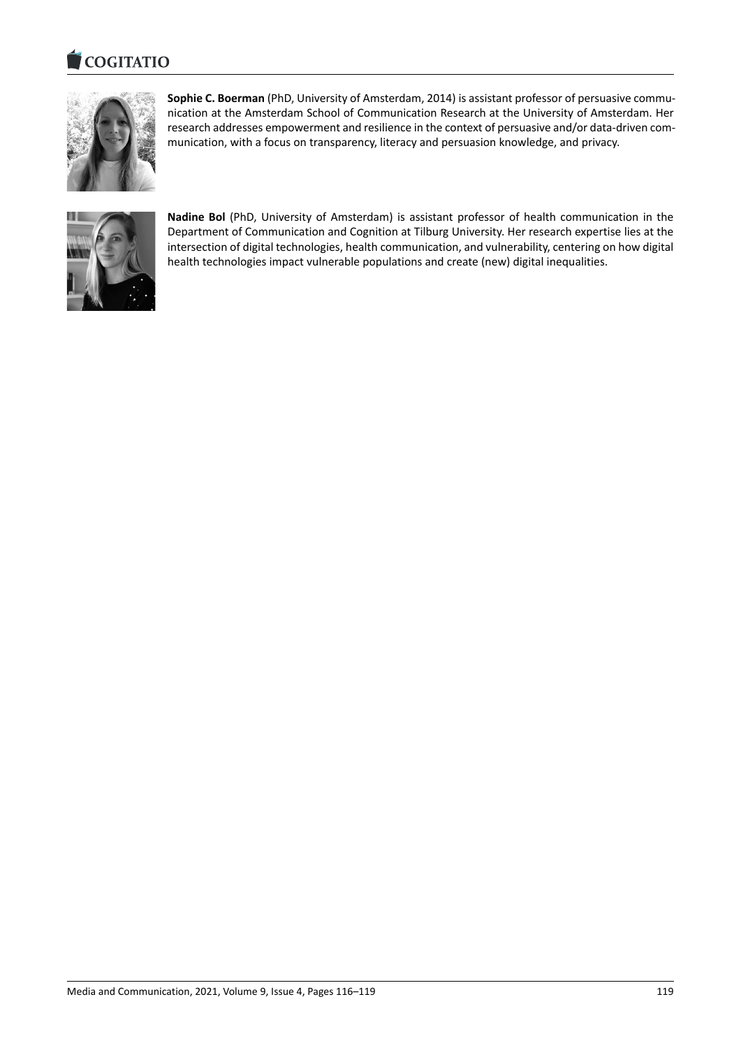**Sophie C. Boerman** (PhD, University of Amsterdam, 2014) is assistant professor of persuasive communication at the Amsterdam School of Communication Research at the University of Amsterdam. Her research addresses empowerment and resilience in the context of persuasive and/or data-driven communication, with a focus on transparency, literacy and persuasion knowledge, and privacy.

**Nadine Bol** (PhD, University of Amsterdam) is assistant professor of health communication in the Department of Communication and Cognition at Tilburg University. Her research expertise lies at the intersection of digital technologies, health communication, and vulnerability, centering on how digital health technologies impact vulnerable populations and create (new) digital inequalities.